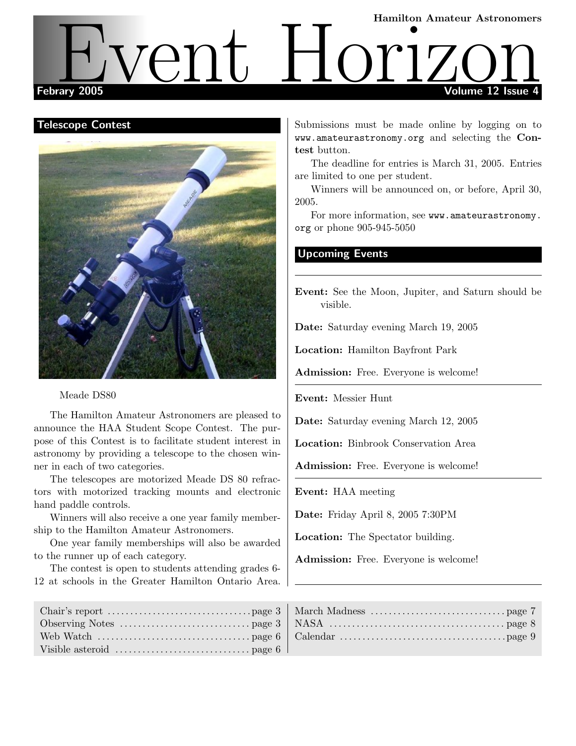Hamilton Amateur Astronomers

# Event Horizon

Febrary 2005 — Volume 12 Issue 4

## Telescope Contest

Meade DS80

The Hamilton Amateur Astronomers are pleased to announce the HAA Student Scope Contest. The purpose of this Contest is to facilitate student interest in astronomy by providing a telescope to the chosen winner in each of two categories.

The telescopes are motorized Meade DS 80 refractors with motorized tracking mounts and electronic hand paddle controls.

Winners will also receive a one year family membership to the Hamilton Amateur Astronomers.

One year family memberships will also be awarded to the runner up of each category.

The contest is open to students attending grades 6-12 at schools in the Greater Hamilton Ontario Area. Submissions must be made online by logging on to `www.amateurastronomy.org` and selecting the **Contest** button.

The deadline for entries is March 31, 2005. Entries are limited to one per student.

Winners will be announced on, or before, April 30, 2005.

For more information, see `www.amateurastronomy.org` or phone 905-945-5050

## Upcoming Events

---

**Event:** See the Moon, Jupiter, and Saturn should be visible.

**Date:** Saturday evening March 19, 2005

**Location:** Hamilton Bayfront Park

**Admission:** Free. Everyone is welcome!

---

**Event:** Messier Hunt

**Date:** Saturday evening March 12, 2005

**Location:** Binbrook Conservation Area

**Admission:** Free. Everyone is welcome!

---

**Event:** HAA meeting

**Date:** Friday April 8, 2005 7:30PM

**Location:** The Spectator building.

**Admission:** Free. Everyone is welcome!

---

Chair's report ........ page 3
Observing Notes ........ page 3
Web Watch ........ page 6
Visible asteroid ........ page 6
March Madness ........ page 7
NASA ........ page 8
Calendar ........ page 9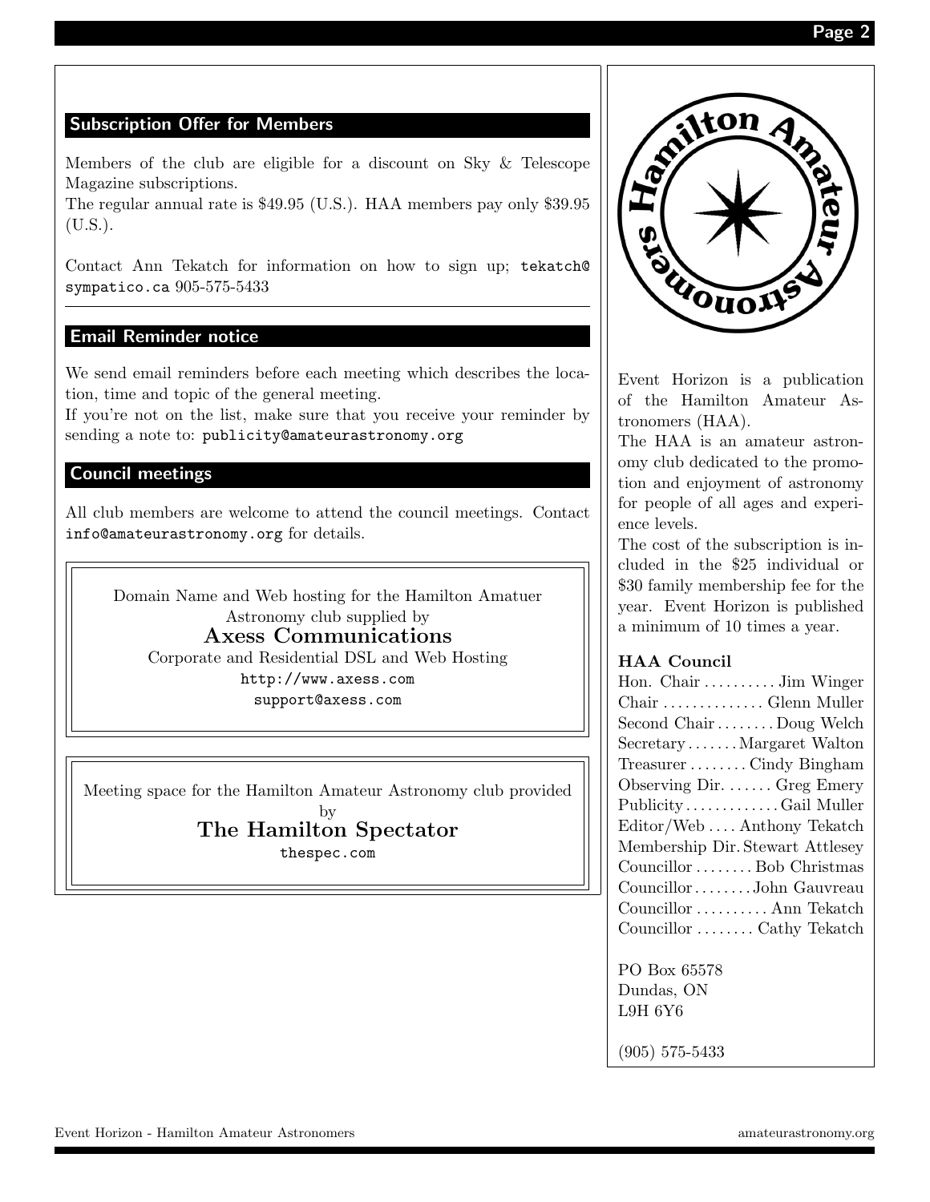## Subscription Offer for Members

Members of the club are eligible for a discount on Sky & Telescope Magazine subscriptions.
The regular annual rate is $49.95 (U.S.). HAA members pay only $39.95 (U.S.).

Contact Ann Tekatch for information on how to sign up; tekatch@sympatico.ca 905-575-5433

## Email Reminder notice

We send email reminders before each meeting which describes the location, time and topic of the general meeting.
If you're not on the list, make sure that you receive your reminder by sending a note to: publicity@amateurastronomy.org

## Council meetings

All club members are welcome to attend the council meetings. Contact info@amateurastronomy.org for details.

Domain Name and Web hosting for the Hamilton Amatuer Astronomy club supplied by

**Axess Communications**

Corporate and Residential DSL and Web Hosting

http://www.axess.com

support@axess.com

Meeting space for the Hamilton Amateur Astronomy club provided by

**The Hamilton Spectator**

thespec.com

Event Horizon is a publication of the Hamilton Amateur Astronomers (HAA).
The HAA is an amateur astronomy club dedicated to the promotion and enjoyment of astronomy for people of all ages and experience levels.
The cost of the subscription is included in the $25 individual or $30 family membership fee for the year. Event Horizon is published a minimum of 10 times a year.

**HAA Council**

Hon. Chair .......... Jim Winger
Chair .............. Glenn Muller
Second Chair ........ Doug Welch
Secretary ....... Margaret Walton
Treasurer ........ Cindy Bingham
Observing Dir. ....... Greg Emery
Publicity ............. Gail Muller
Editor/Web .... Anthony Tekatch
Membership Dir. Stewart Attlesey
Councillor ........ Bob Christmas
Councillor ........ John Gauvreau
Councillor .......... Ann Tekatch
Councillor ........ Cathy Tekatch

PO Box 65578
Dundas, ON
L9H 6Y6

(905) 575-5433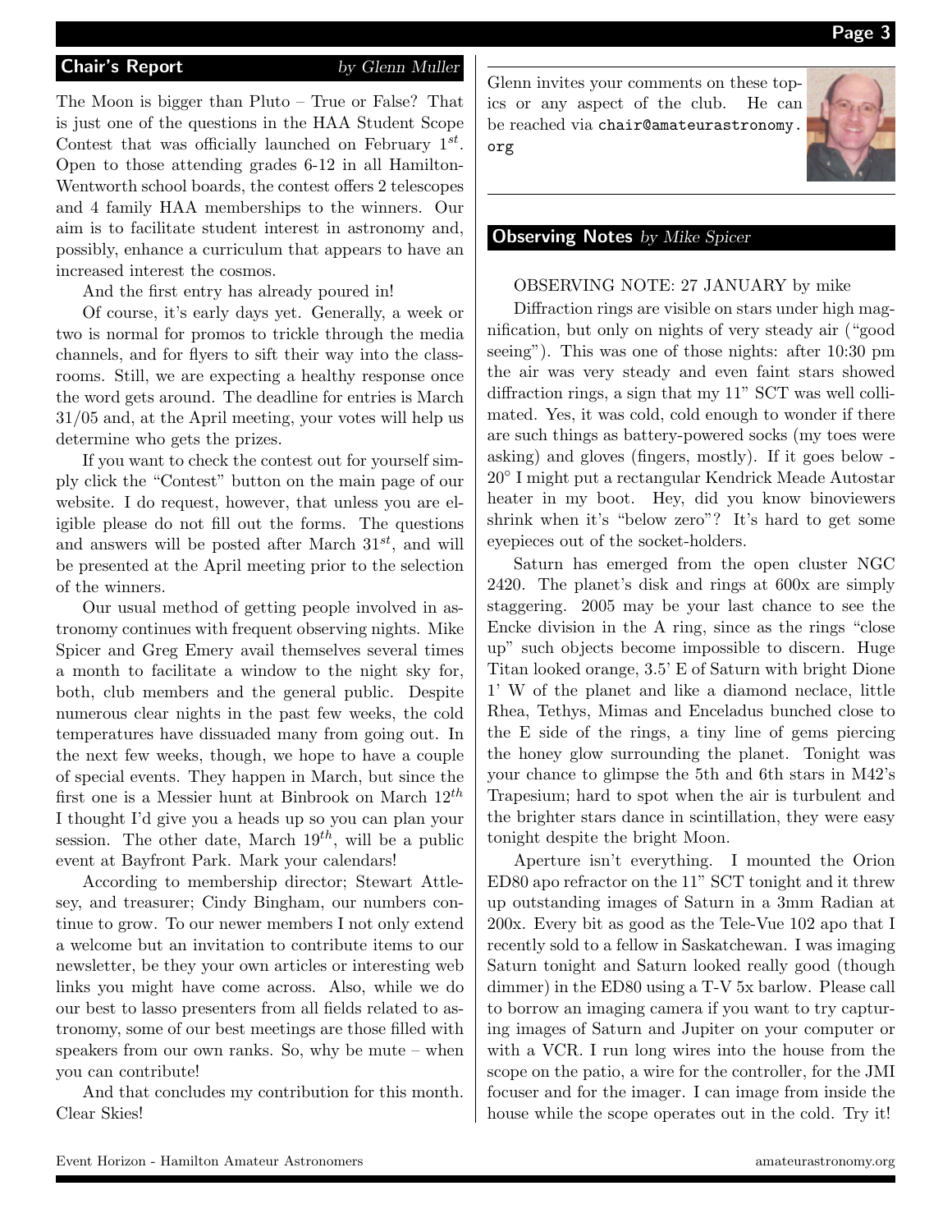## Chair's Report

*by Glenn Muller*

The Moon is bigger than Pluto – True or False? That is just one of the questions in the HAA Student Scope Contest that was officially launched on February 1$^{st}$. Open to those attending grades 6-12 in all Hamilton-Wentworth school boards, the contest offers 2 telescopes and 4 family HAA memberships to the winners. Our aim is to facilitate student interest in astronomy and, possibly, enhance a curriculum that appears to have an increased interest the cosmos.

And the first entry has already poured in!

Of course, it's early days yet. Generally, a week or two is normal for promos to trickle through the media channels, and for flyers to sift their way into the classrooms. Still, we are expecting a healthy response once the word gets around. The deadline for entries is March 31/05 and, at the April meeting, your votes will help us determine who gets the prizes.

If you want to check the contest out for yourself simply click the "Contest" button on the main page of our website. I do request, however, that unless you are eligible please do not fill out the forms. The questions and answers will be posted after March 31$^{st}$, and will be presented at the April meeting prior to the selection of the winners.

Our usual method of getting people involved in astronomy continues with frequent observing nights. Mike Spicer and Greg Emery avail themselves several times a month to facilitate a window to the night sky for, both, club members and the general public. Despite numerous clear nights in the past few weeks, the cold temperatures have dissuaded many from going out. In the next few weeks, though, we hope to have a couple of special events. They happen in March, but since the first one is a Messier hunt at Binbrook on March 12$^{th}$ I thought I'd give you a heads up so you can plan your session. The other date, March 19$^{th}$, will be a public event at Bayfront Park. Mark your calendars!

According to membership director; Stewart Attlesey, and treasurer; Cindy Bingham, our numbers continue to grow. To our newer members I not only extend a welcome but an invitation to contribute items to our newsletter, be they your own articles or interesting web links you might have come across. Also, while we do our best to lasso presenters from all fields related to astronomy, some of our best meetings are those filled with speakers from our own ranks. So, why be mute – when you can contribute!

And that concludes my contribution for this month. Clear Skies!

Glenn invites your comments on these topics or any aspect of the club. He can be reached via chair@amateurastronomy.org

## Observing Notes

*by Mike Spicer*

OBSERVING NOTE: 27 JANUARY by mike

Diffraction rings are visible on stars under high magnification, but only on nights of very steady air ("good seeing"). This was one of those nights: after 10:30 pm the air was very steady and even faint stars showed diffraction rings, a sign that my 11" SCT was well collimated. Yes, it was cold, cold enough to wonder if there are such things as battery-powered socks (my toes were asking) and gloves (fingers, mostly). If it goes below -20° I might put a rectangular Kendrick Meade Autostar heater in my boot. Hey, did you know binoviewers shrink when it's "below zero"? It's hard to get some eyepieces out of the socket-holders.

Saturn has emerged from the open cluster NGC 2420. The planet's disk and rings at 600x are simply staggering. 2005 may be your last chance to see the Encke division in the A ring, since as the rings "close up" such objects become impossible to discern. Huge Titan looked orange, 3.5' E of Saturn with bright Dione 1' W of the planet and like a diamond neclace, little Rhea, Tethys, Mimas and Enceladus bunched close to the E side of the rings, a tiny line of gems piercing the honey glow surrounding the planet. Tonight was your chance to glimpse the 5th and 6th stars in M42's Trapesium; hard to spot when the air is turbulent and the brighter stars dance in scintillation, they were easy tonight despite the bright Moon.

Aperture isn't everything. I mounted the Orion ED80 apo refractor on the 11" SCT tonight and it threw up outstanding images of Saturn in a 3mm Radian at 200x. Every bit as good as the Tele-Vue 102 apo that I recently sold to a fellow in Saskatchewan. I was imaging Saturn tonight and Saturn looked really good (though dimmer) in the ED80 using a T-V 5x barlow. Please call to borrow an imaging camera if you want to try capturing images of Saturn and Jupiter on your computer or with a VCR. I run long wires into the house from the scope on the patio, a wire for the controller, for the JMI focuser and for the imager. I can image from inside the house while the scope operates out in the cold. Try it!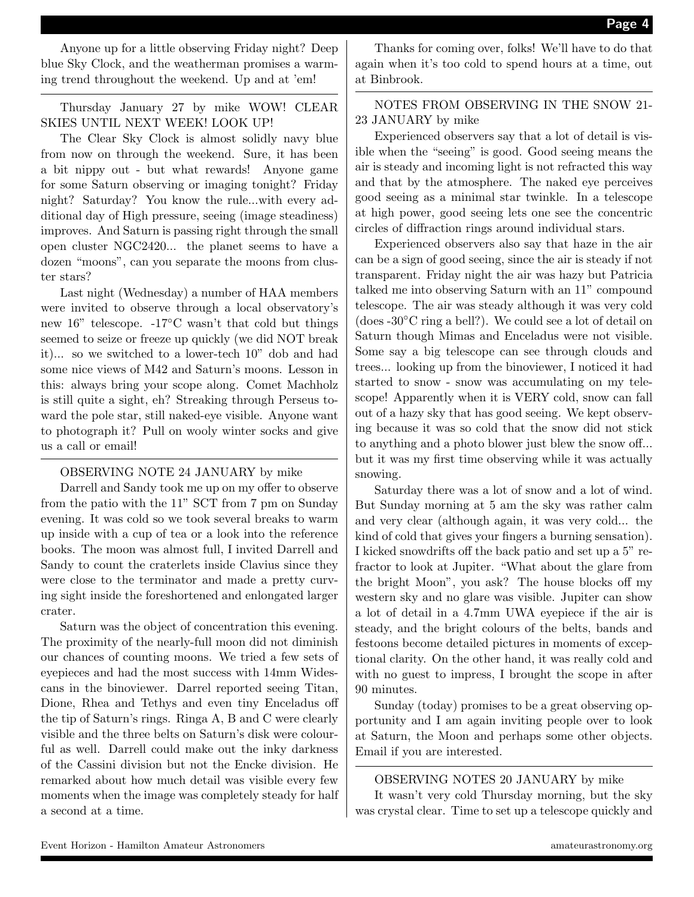Anyone up for a little observing Friday night? Deep blue Sky Clock, and the weatherman promises a warming trend throughout the weekend. Up and at 'em!

---

Thursday January 27 by mike WOW! CLEAR SKIES UNTIL NEXT WEEK! LOOK UP!

The Clear Sky Clock is almost solidly navy blue from now on through the weekend. Sure, it has been a bit nippy out - but what rewards! Anyone game for some Saturn observing or imaging tonight? Friday night? Saturday? You know the rule...with every additional day of High pressure, seeing (image steadiness) improves. And Saturn is passing right through the small open cluster NGC2420... the planet seems to have a dozen "moons", can you separate the moons from cluster stars?

Last night (Wednesday) a number of HAA members were invited to observe through a local observatory's new 16" telescope. -17°C wasn't that cold but things seemed to seize or freeze up quickly (we did NOT break it)... so we switched to a lower-tech 10" dob and had some nice views of M42 and Saturn's moons. Lesson in this: always bring your scope along. Comet Machholz is still quite a sight, eh? Streaking through Perseus toward the pole star, still naked-eye visible. Anyone want to photograph it? Pull on wooly winter socks and give us a call or email!

---

OBSERVING NOTE 24 JANUARY by mike

Darrell and Sandy took me up on my offer to observe from the patio with the 11" SCT from 7 pm on Sunday evening. It was cold so we took several breaks to warm up inside with a cup of tea or a look into the reference books. The moon was almost full, I invited Darrell and Sandy to count the craterlets inside Clavius since they were close to the terminator and made a pretty curving sight inside the foreshortened and enlongated larger crater.

Saturn was the object of concentration this evening. The proximity of the nearly-full moon did not diminish our chances of counting moons. We tried a few sets of eyepieces and had the most success with 14mm Widescans in the binoviewer. Darrel reported seeing Titan, Dione, Rhea and Tethys and even tiny Enceladus off the tip of Saturn's rings. Ringa A, B and C were clearly visible and the three belts on Saturn's disk were colourful as well. Darrell could make out the inky darkness of the Cassini division but not the Encke division. He remarked about how much detail was visible every few moments when the image was completely steady for half a second at a time.

Thanks for coming over, folks! We'll have to do that again when it's too cold to spend hours at a time, out at Binbrook.

---

NOTES FROM OBSERVING IN THE SNOW 21-23 JANUARY by mike

Experienced observers say that a lot of detail is visible when the "seeing" is good. Good seeing means the air is steady and incoming light is not refracted this way and that by the atmosphere. The naked eye perceives good seeing as a minimal star twinkle. In a telescope at high power, good seeing lets one see the concentric circles of diffraction rings around individual stars.

Experienced observers also say that haze in the air can be a sign of good seeing, since the air is steady if not transparent. Friday night the air was hazy but Patricia talked me into observing Saturn with an 11" compound telescope. The air was steady although it was very cold (does -30°C ring a bell?). We could see a lot of detail on Saturn though Mimas and Enceladus were not visible. Some say a big telescope can see through clouds and trees... looking up from the binoviewer, I noticed it had started to snow - snow was accumulating on my telescope! Apparently when it is VERY cold, snow can fall out of a hazy sky that has good seeing. We kept observing because it was so cold that the snow did not stick to anything and a photo blower just blew the snow off... but it was my first time observing while it was actually snowing.

Saturday there was a lot of snow and a lot of wind. But Sunday morning at 5 am the sky was rather calm and very clear (although again, it was very cold... the kind of cold that gives your fingers a burning sensation). I kicked snowdrifts off the back patio and set up a 5" refractor to look at Jupiter. "What about the glare from the bright Moon", you ask? The house blocks off my western sky and no glare was visible. Jupiter can show a lot of detail in a 4.7mm UWA eyepiece if the air is steady, and the bright colours of the belts, bands and festoons become detailed pictures in moments of exceptional clarity. On the other hand, it was really cold and with no guest to impress, I brought the scope in after 90 minutes.

Sunday (today) promises to be a great observing opportunity and I am again inviting people over to look at Saturn, the Moon and perhaps some other objects. Email if you are interested.

---

OBSERVING NOTES 20 JANUARY by mike

It wasn't very cold Thursday morning, but the sky was crystal clear. Time to set up a telescope quickly and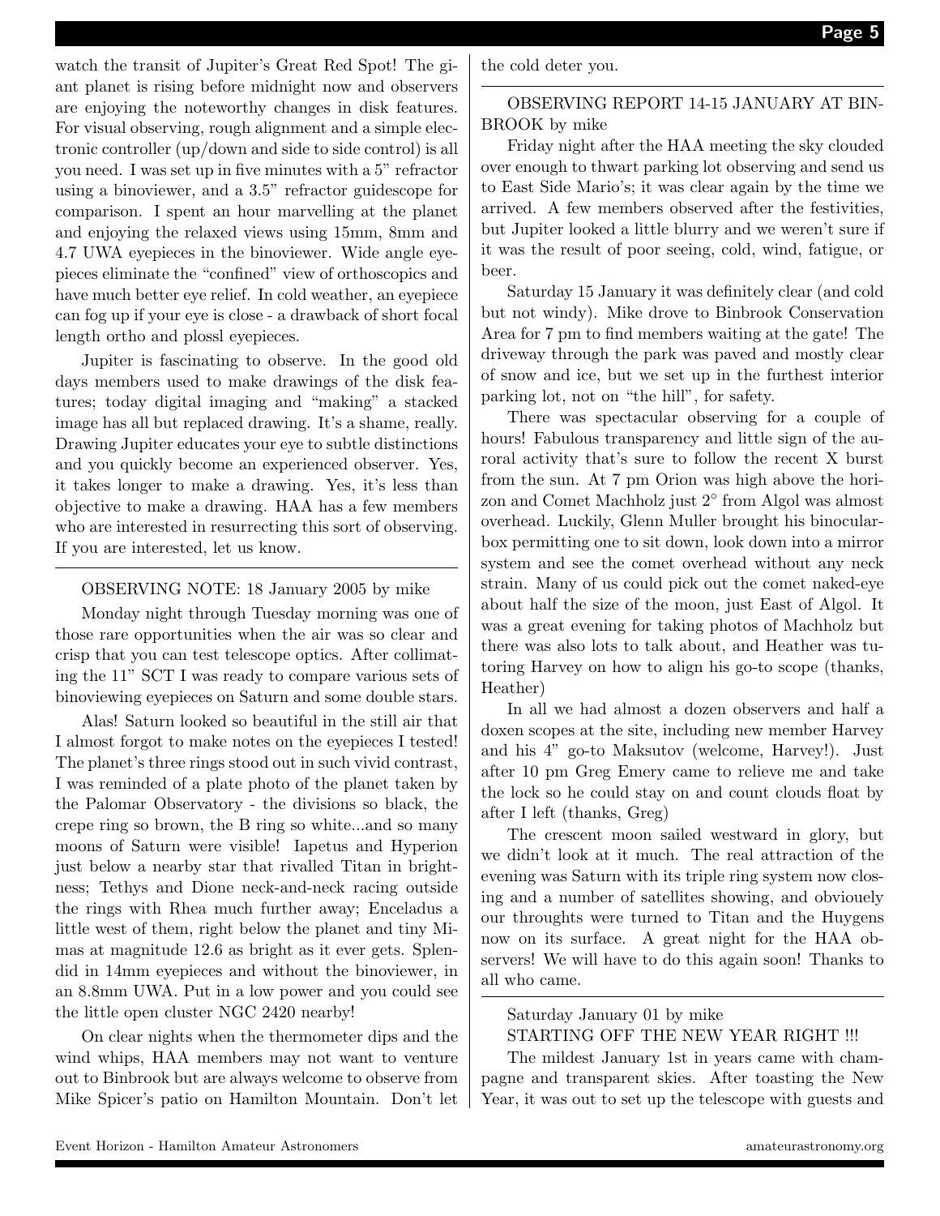watch the transit of Jupiter's Great Red Spot! The giant planet is rising before midnight now and observers are enjoying the noteworthy changes in disk features. For visual observing, rough alignment and a simple electronic controller (up/down and side to side control) is all you need. I was set up in five minutes with a 5" refractor using a binoviewer, and a 3.5" refractor guidescope for comparison. I spent an hour marvelling at the planet and enjoying the relaxed views using 15mm, 8mm and 4.7 UWA eyepieces in the binoviewer. Wide angle eyepieces eliminate the "confined" view of orthoscopics and have much better eye relief. In cold weather, an eyepiece can fog up if your eye is close - a drawback of short focal length ortho and plossl eyepieces.

Jupiter is fascinating to observe. In the good old days members used to make drawings of the disk features; today digital imaging and "making" a stacked image has all but replaced drawing. It's a shame, really. Drawing Jupiter educates your eye to subtle distinctions and you quickly become an experienced observer. Yes, it takes longer to make a drawing. Yes, it's less than objective to make a drawing. HAA has a few members who are interested in resurrecting this sort of observing. If you are interested, let us know.

---

OBSERVING NOTE: 18 January 2005 by mike

Monday night through Tuesday morning was one of those rare opportunities when the air was so clear and crisp that you can test telescope optics. After collimating the 11" SCT I was ready to compare various sets of binoviewing eyepieces on Saturn and some double stars.

Alas! Saturn looked so beautiful in the still air that I almost forgot to make notes on the eyepieces I tested! The planet's three rings stood out in such vivid contrast, I was reminded of a plate photo of the planet taken by the Palomar Observatory - the divisions so black, the crepe ring so brown, the B ring so white...and so many moons of Saturn were visible! Iapetus and Hyperion just below a nearby star that rivalled Titan in brightness; Tethys and Dione neck-and-neck racing outside the rings with Rhea much further away; Enceladus a little west of them, right below the planet and tiny Mimas at magnitude 12.6 as bright as it ever gets. Splendid in 14mm eyepieces and without the binoviewer, in an 8.8mm UWA. Put in a low power and you could see the little open cluster NGC 2420 nearby!

On clear nights when the thermometer dips and the wind whips, HAA members may not want to venture out to Binbrook but are always welcome to observe from Mike Spicer's patio on Hamilton Mountain. Don't let the cold deter you.

---

OBSERVING REPORT 14-15 JANUARY AT BINBROOK by mike

Friday night after the HAA meeting the sky clouded over enough to thwart parking lot observing and send us to East Side Mario's; it was clear again by the time we arrived. A few members observed after the festivities, but Jupiter looked a little blurry and we weren't sure if it was the result of poor seeing, cold, wind, fatigue, or beer.

Saturday 15 January it was definitely clear (and cold but not windy). Mike drove to Binbrook Conservation Area for 7 pm to find members waiting at the gate! The driveway through the park was paved and mostly clear of snow and ice, but we set up in the furthest interior parking lot, not on "the hill", for safety.

There was spectacular observing for a couple of hours! Fabulous transparency and little sign of the auroral activity that's sure to follow the recent X burst from the sun. At 7 pm Orion was high above the horizon and Comet Machholz just 2° from Algol was almost overhead. Luckily, Glenn Muller brought his binocularbox permitting one to sit down, look down into a mirror system and see the comet overhead without any neck strain. Many of us could pick out the comet naked-eye about half the size of the moon, just East of Algol. It was a great evening for taking photos of Machholz but there was also lots to talk about, and Heather was tutoring Harvey on how to align his go-to scope (thanks, Heather)

In all we had almost a dozen observers and half a doxen scopes at the site, including new member Harvey and his 4" go-to Maksutov (welcome, Harvey!). Just after 10 pm Greg Emery came to relieve me and take the lock so he could stay on and count clouds float by after I left (thanks, Greg)

The crescent moon sailed westward in glory, but we didn't look at it much. The real attraction of the evening was Saturn with its triple ring system now closing and a number of satellites showing, and obviouely our throughts were turned to Titan and the Huygens now on its surface. A great night for the HAA observers! We will have to do this again soon! Thanks to all who came.

---

Saturday January 01 by mike

STARTING OFF THE NEW YEAR RIGHT !!!

The mildest January 1st in years came with champagne and transparent skies. After toasting the New Year, it was out to set up the telescope with guests and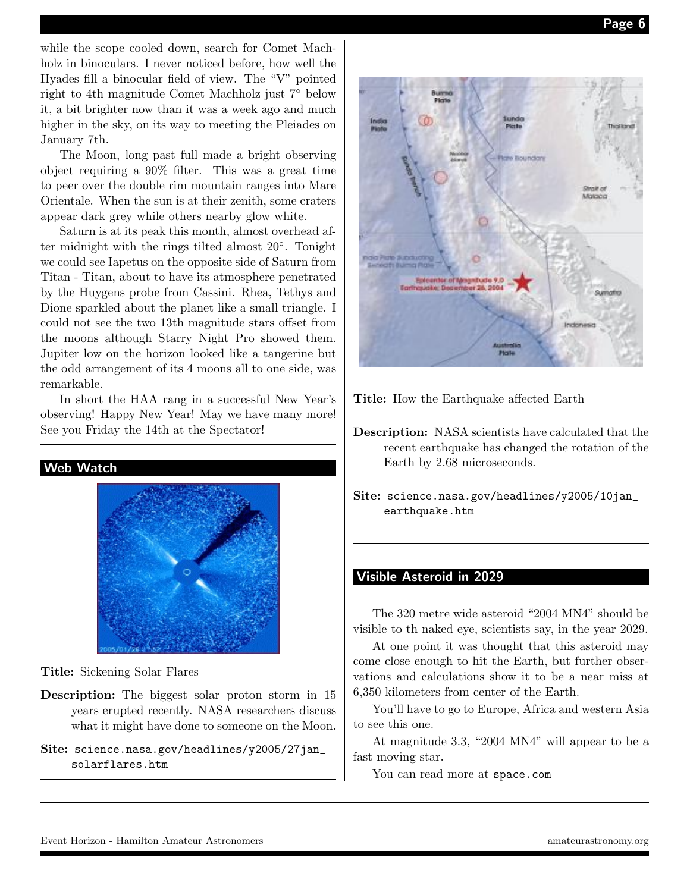while the scope cooled down, search for Comet Machholz in binoculars. I never noticed before, how well the Hyades fill a binocular field of view. The "V" pointed right to 4th magnitude Comet Machholz just 7° below it, a bit brighter now than it was a week ago and much higher in the sky, on its way to meeting the Pleiades on January 7th.

The Moon, long past full made a bright observing object requiring a 90% filter. This was a great time to peer over the double rim mountain ranges into Mare Orientale. When the sun is at their zenith, some craters appear dark grey while others nearby glow white.

Saturn is at its peak this month, almost overhead after midnight with the rings tilted almost 20°. Tonight we could see Iapetus on the opposite side of Saturn from Titan - Titan, about to have its atmosphere penetrated by the Huygens probe from Cassini. Rhea, Tethys and Dione sparkled about the planet like a small triangle. I could not see the two 13th magnitude stars offset from the moons although Starry Night Pro showed them. Jupiter low on the horizon looked like a tangerine but the odd arrangement of its 4 moons all to one side, was remarkable.

In short the HAA rang in a successful New Year's observing! Happy New Year! May we have many more! See you Friday the 14th at the Spectator!

## Web Watch

**Title:** Sickening Solar Flares

**Description:** The biggest solar proton storm in 15 years erupted recently. NASA researchers discuss what it might have done to someone on the Moon.

**Site:** `science.nasa.gov/headlines/y2005/27jan_solarflares.htm`

**Title:** How the Earthquake affected Earth

**Description:** NASA scientists have calculated that the recent earthquake has changed the rotation of the Earth by 2.68 microseconds.

**Site:** `science.nasa.gov/headlines/y2005/10jan_earthquake.htm`

## Visible Asteroid in 2029

The 320 metre wide asteroid "2004 MN4" should be visible to th naked eye, scientists say, in the year 2029.

At one point it was thought that this asteroid may come close enough to hit the Earth, but further observations and calculations show it to be a near miss at 6,350 kilometers from center of the Earth.

You'll have to go to Europe, Africa and western Asia to see this one.

At magnitude 3.3, "2004 MN4" will appear to be a fast moving star.

You can read more at `space.com`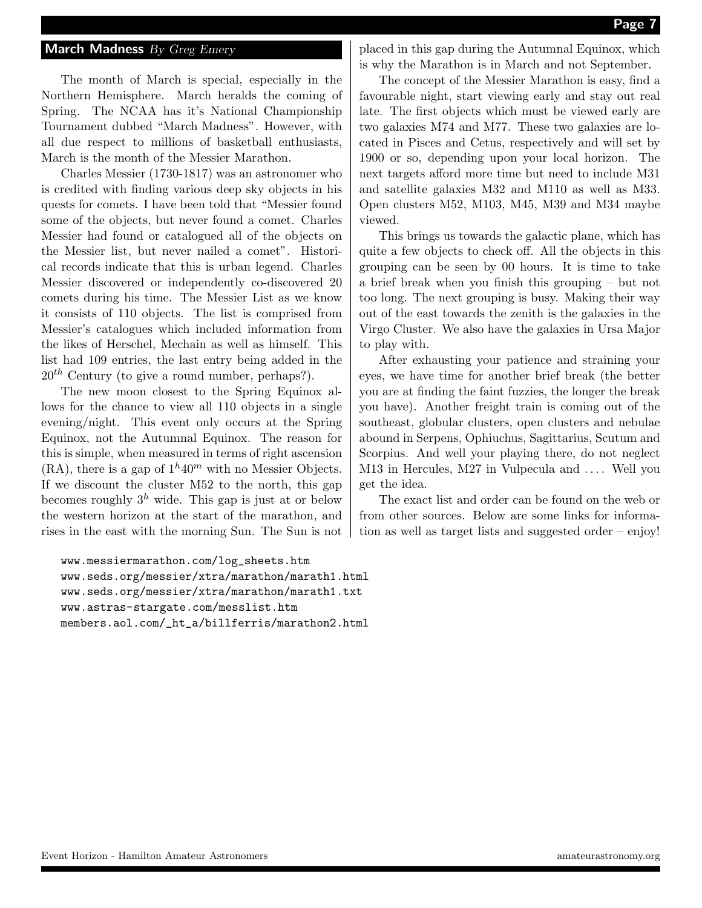## March Madness *By Greg Emery*

The month of March is special, especially in the Northern Hemisphere. March heralds the coming of Spring. The NCAA has it's National Championship Tournament dubbed "March Madness". However, with all due respect to millions of basketball enthusiasts, March is the month of the Messier Marathon.

Charles Messier (1730-1817) was an astronomer who is credited with finding various deep sky objects in his quests for comets. I have been told that "Messier found some of the objects, but never found a comet. Charles Messier had found or catalogued all of the objects on the Messier list, but never nailed a comet". Historical records indicate that this is urban legend. Charles Messier discovered or independently co-discovered 20 comets during his time. The Messier List as we know it consists of 110 objects. The list is comprised from Messier's catalogues which included information from the likes of Herschel, Mechain as well as himself. This list had 109 entries, the last entry being added in the $20^{th}$ Century (to give a round number, perhaps?).

The new moon closest to the Spring Equinox allows for the chance to view all 110 objects in a single evening/night. This event only occurs at the Spring Equinox, not the Autumnal Equinox. The reason for this is simple, when measured in terms of right ascension (RA), there is a gap of $1^h40^m$ with no Messier Objects. If we discount the cluster M52 to the north, this gap becomes roughly $3^h$ wide. This gap is just at or below the western horizon at the start of the marathon, and rises in the east with the morning Sun. The Sun is not placed in this gap during the Autumnal Equinox, which is why the Marathon is in March and not September.

The concept of the Messier Marathon is easy, find a favourable night, start viewing early and stay out real late. The first objects which must be viewed early are two galaxies M74 and M77. These two galaxies are located in Pisces and Cetus, respectively and will set by 1900 or so, depending upon your local horizon. The next targets afford more time but need to include M31 and satellite galaxies M32 and M110 as well as M33. Open clusters M52, M103, M45, M39 and M34 maybe viewed.

This brings us towards the galactic plane, which has quite a few objects to check off. All the objects in this grouping can be seen by 00 hours. It is time to take a brief break when you finish this grouping – but not too long. The next grouping is busy. Making their way out of the east towards the zenith is the galaxies in the Virgo Cluster. We also have the galaxies in Ursa Major to play with.

After exhausting your patience and straining your eyes, we have time for another brief break (the better you are at finding the faint fuzzies, the longer the break you have). Another freight train is coming out of the southeast, globular clusters, open clusters and nebulae abound in Serpens, Ophiuchus, Sagittarius, Scutum and Scorpius. And well your playing there, do not neglect M13 in Hercules, M27 in Vulpecula and .... Well you get the idea.

The exact list and order can be found on the web or from other sources. Below are some links for information as well as target lists and suggested order – enjoy!

```
www.messiermarathon.com/log_sheets.htm
www.seds.org/messier/xtra/marathon/marath1.html
www.seds.org/messier/xtra/marathon/marath1.txt
www.astras-stargate.com/messlist.htm
members.aol.com/_ht_a/billferris/marathon2.html
```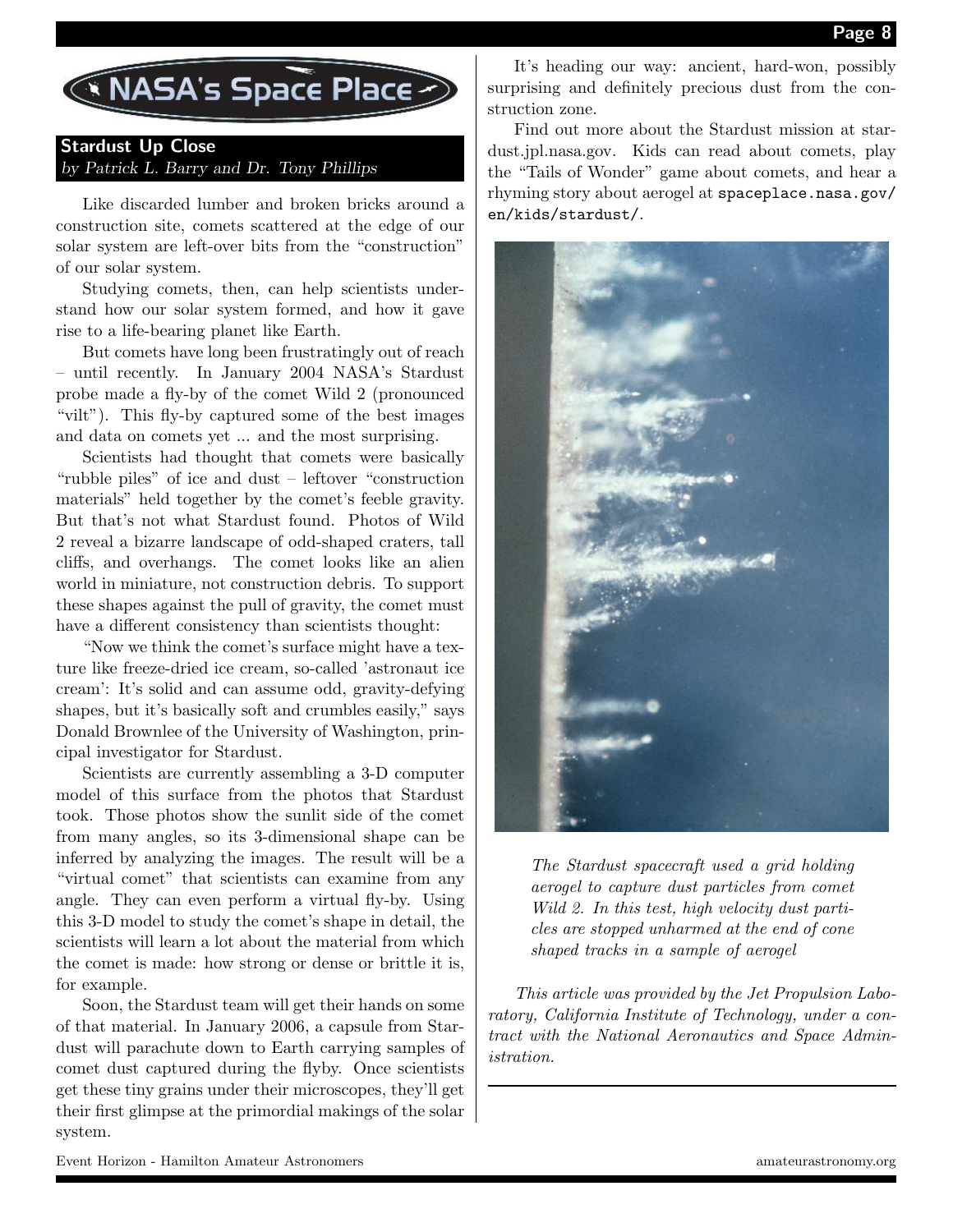# NASA's Space Place

## Stardust Up Close

*by Patrick L. Barry and Dr. Tony Phillips*

Like discarded lumber and broken bricks around a construction site, comets scattered at the edge of our solar system are left-over bits from the "construction" of our solar system.

Studying comets, then, can help scientists understand how our solar system formed, and how it gave rise to a life-bearing planet like Earth.

But comets have long been frustratingly out of reach – until recently. In January 2004 NASA's Stardust probe made a fly-by of the comet Wild 2 (pronounced "vilt"). This fly-by captured some of the best images and data on comets yet ... and the most surprising.

Scientists had thought that comets were basically "rubble piles" of ice and dust – leftover "construction materials" held together by the comet's feeble gravity. But that's not what Stardust found. Photos of Wild 2 reveal a bizarre landscape of odd-shaped craters, tall cliffs, and overhangs. The comet looks like an alien world in miniature, not construction debris. To support these shapes against the pull of gravity, the comet must have a different consistency than scientists thought:

"Now we think the comet's surface might have a texture like freeze-dried ice cream, so-called 'astronaut ice cream': It's solid and can assume odd, gravity-defying shapes, but it's basically soft and crumbles easily," says Donald Brownlee of the University of Washington, principal investigator for Stardust.

Scientists are currently assembling a 3-D computer model of this surface from the photos that Stardust took. Those photos show the sunlit side of the comet from many angles, so its 3-dimensional shape can be inferred by analyzing the images. The result will be a "virtual comet" that scientists can examine from any angle. They can even perform a virtual fly-by. Using this 3-D model to study the comet's shape in detail, the scientists will learn a lot about the material from which the comet is made: how strong or dense or brittle it is, for example.

Soon, the Stardust team will get their hands on some of that material. In January 2006, a capsule from Stardust will parachute down to Earth carrying samples of comet dust captured during the flyby. Once scientists get these tiny grains under their microscopes, they'll get their first glimpse at the primordial makings of the solar system.

It's heading our way: ancient, hard-won, possibly surprising and definitely precious dust from the construction zone.

Find out more about the Stardust mission at stardust.jpl.nasa.gov. Kids can read about comets, play the "Tails of Wonder" game about comets, and hear a rhyming story about aerogel at `spaceplace.nasa.gov/en/kids/stardust/`.

*The Stardust spacecraft used a grid holding aerogel to capture dust particles from comet Wild 2. In this test, high velocity dust particles are stopped unharmed at the end of cone shaped tracks in a sample of aerogel*

*This article was provided by the Jet Propulsion Laboratory, California Institute of Technology, under a contract with the National Aeronautics and Space Administration.*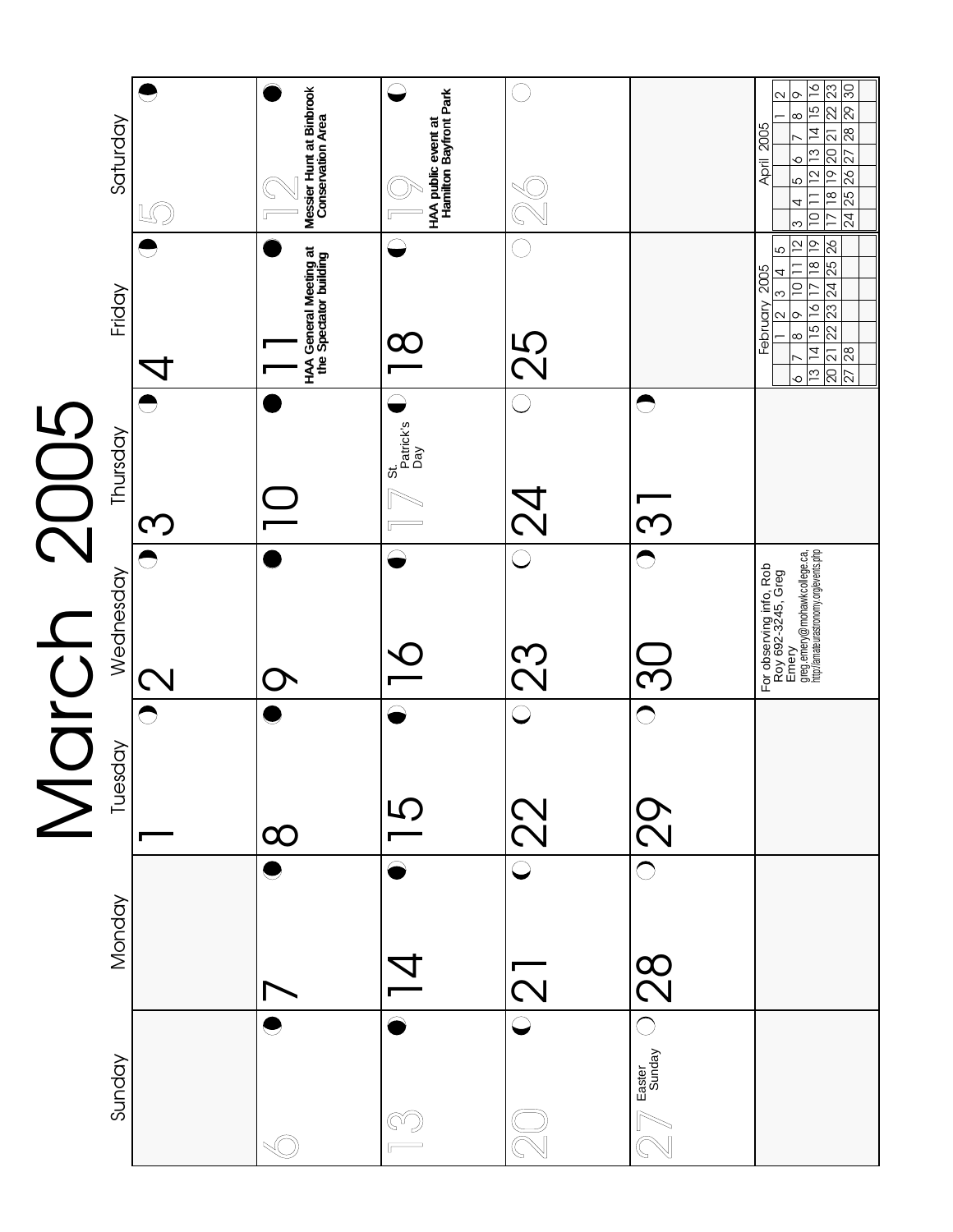# March 2005

| Sunday | Monday | Tuesday | Wednesday | Thursday | Friday | Saturday |
|---|---|---|---|---|---|---|
| | | 1 | 2 | 3 | 4 | 5 |
| 6 | 7 | 8 | 9 | 10 | 11 HAA General Meeting at the Spectator building | 12 Messier Hunt at Binbrook Conservation Area |
| 13 | 14 | 15 | 16 | 17 St. Patrick's Day | 18 | 19 HAA public event at Hamilton Bayfront Park |
| 20 | 21 | 22 | 23 | 24 | 25 | 26 |
| 27 Easter Sunday | 28 | 29 | 30 | 31 | | |
| | | | For observing info, Rob Roy 692-3245, Greg Emery greg.emery@mohawkcollege.ca, http://amateurastronomy.org/events.php | | February 2005 | April 2005 |

February 2005

| | | | | | | |
|---|---|---|---|---|---|---|
| | | 1 | 2 | 3 | 4 | 5 |
| 6 | 7 | 8 | 9 | 10 | 11 | 12 |
| 13 | 14 | 15 | 16 | 17 | 18 | 19 |
| 20 | 21 | 22 | 23 | 24 | 25 | 26 |
| 27 | 28 | | | | | |

April 2005

| | | | | | | |
|---|---|---|---|---|---|---|
| | | | | | 1 | 2 |
| 3 | 4 | 5 | 6 | 7 | 8 | 9 |
| 10 | 11 | 12 | 13 | 14 | 15 | 16 |
| 17 | 18 | 19 | 20 | 21 | 22 | 23 |
| 24 | 25 | 26 | 27 | 28 | 29 | 30 |